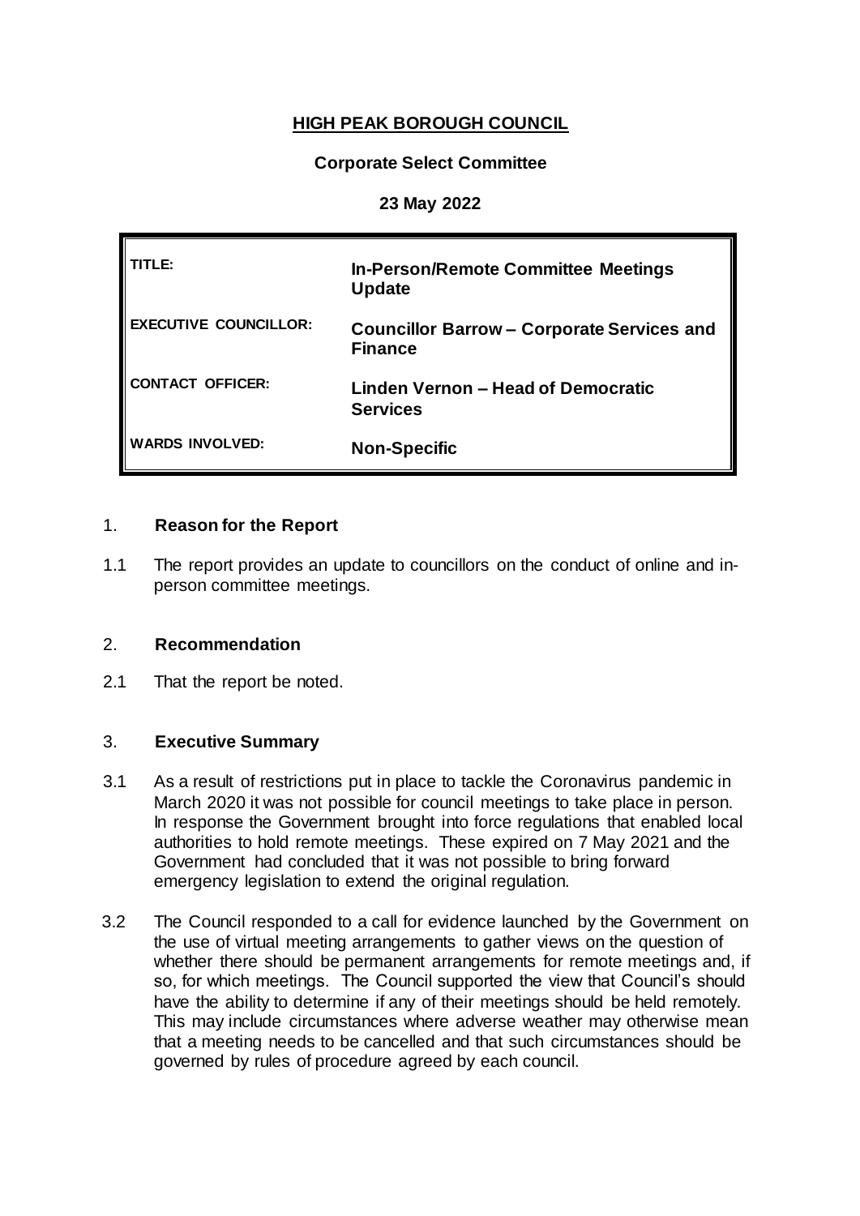# HIGH PEAK BOROUGH COUNCIL

## Corporate Select Committee

## 23 May 2022

| | |
|---|---|
| **TITLE:** | **In-Person/Remote Committee Meetings Update** |
| **EXECUTIVE COUNCILLOR:** | **Councillor Barrow – Corporate Services and Finance** |
| **CONTACT OFFICER:** | **Linden Vernon – Head of Democratic Services** |
| **WARDS INVOLVED:** | **Non-Specific** |

## 1. Reason for the Report

1.1 The report provides an update to councillors on the conduct of online and in-person committee meetings.

## 2. Recommendation

2.1 That the report be noted.

## 3. Executive Summary

3.1 As a result of restrictions put in place to tackle the Coronavirus pandemic in March 2020 it was not possible for council meetings to take place in person. In response the Government brought into force regulations that enabled local authorities to hold remote meetings. These expired on 7 May 2021 and the Government had concluded that it was not possible to bring forward emergency legislation to extend the original regulation.

3.2 The Council responded to a call for evidence launched by the Government on the use of virtual meeting arrangements to gather views on the question of whether there should be permanent arrangements for remote meetings and, if so, for which meetings. The Council supported the view that Council's should have the ability to determine if any of their meetings should be held remotely. This may include circumstances where adverse weather may otherwise mean that a meeting needs to be cancelled and that such circumstances should be governed by rules of procedure agreed by each council.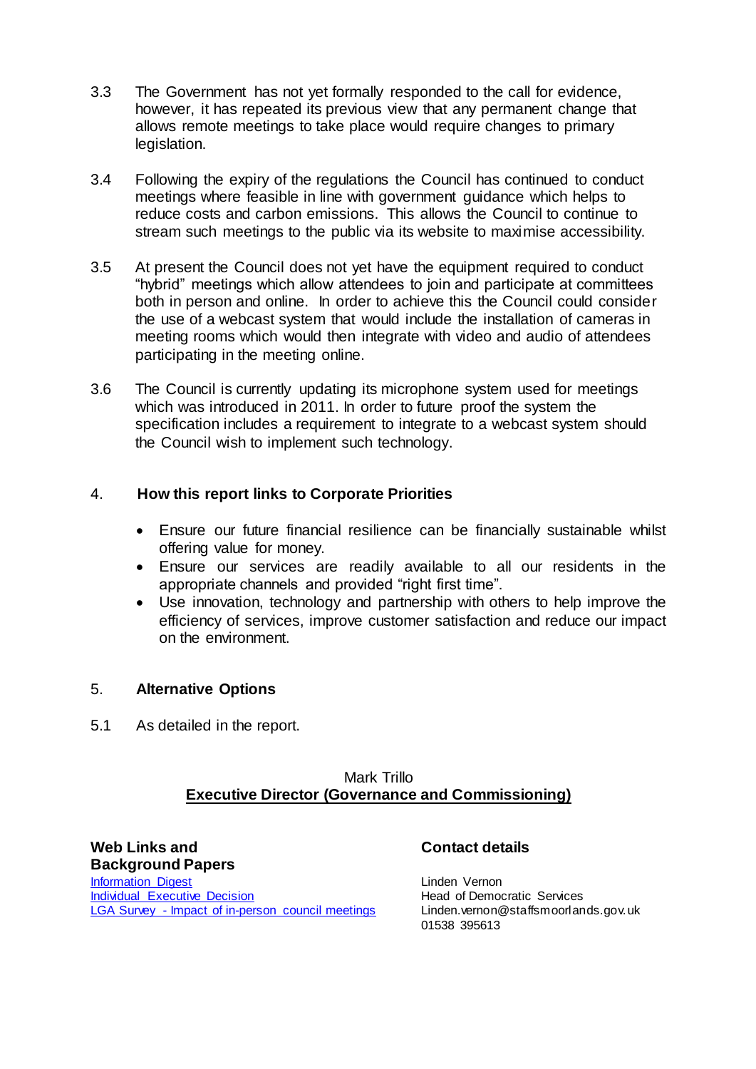3.3 The Government has not yet formally responded to the call for evidence, however, it has repeated its previous view that any permanent change that allows remote meetings to take place would require changes to primary legislation.

3.4 Following the expiry of the regulations the Council has continued to conduct meetings where feasible in line with government guidance which helps to reduce costs and carbon emissions. This allows the Council to continue to stream such meetings to the public via its website to maximise accessibility.

3.5 At present the Council does not yet have the equipment required to conduct "hybrid" meetings which allow attendees to join and participate at committees both in person and online. In order to achieve this the Council could consider the use of a webcast system that would include the installation of cameras in meeting rooms which would then integrate with video and audio of attendees participating in the meeting online.

3.6 The Council is currently updating its microphone system used for meetings which was introduced in 2011. In order to future proof the system the specification includes a requirement to integrate to a webcast system should the Council wish to implement such technology.

## 4. How this report links to Corporate Priorities

- Ensure our future financial resilience can be financially sustainable whilst offering value for money.
- Ensure our services are readily available to all our residents in the appropriate channels and provided "right first time".
- Use innovation, technology and partnership with others to help improve the efficiency of services, improve customer satisfaction and reduce our impact on the environment.

## 5. Alternative Options

5.1 As detailed in the report.

Mark Trillo
**Executive Director (Governance and Commissioning)**

**Web Links and Background Papers**

[Information Digest]
[Individual Executive Decision]
[LGA Survey - Impact of in-person council meetings]

**Contact details**

Linden Vernon
Head of Democratic Services
Linden.vernon@staffsmoorlands.gov.uk
01538 395613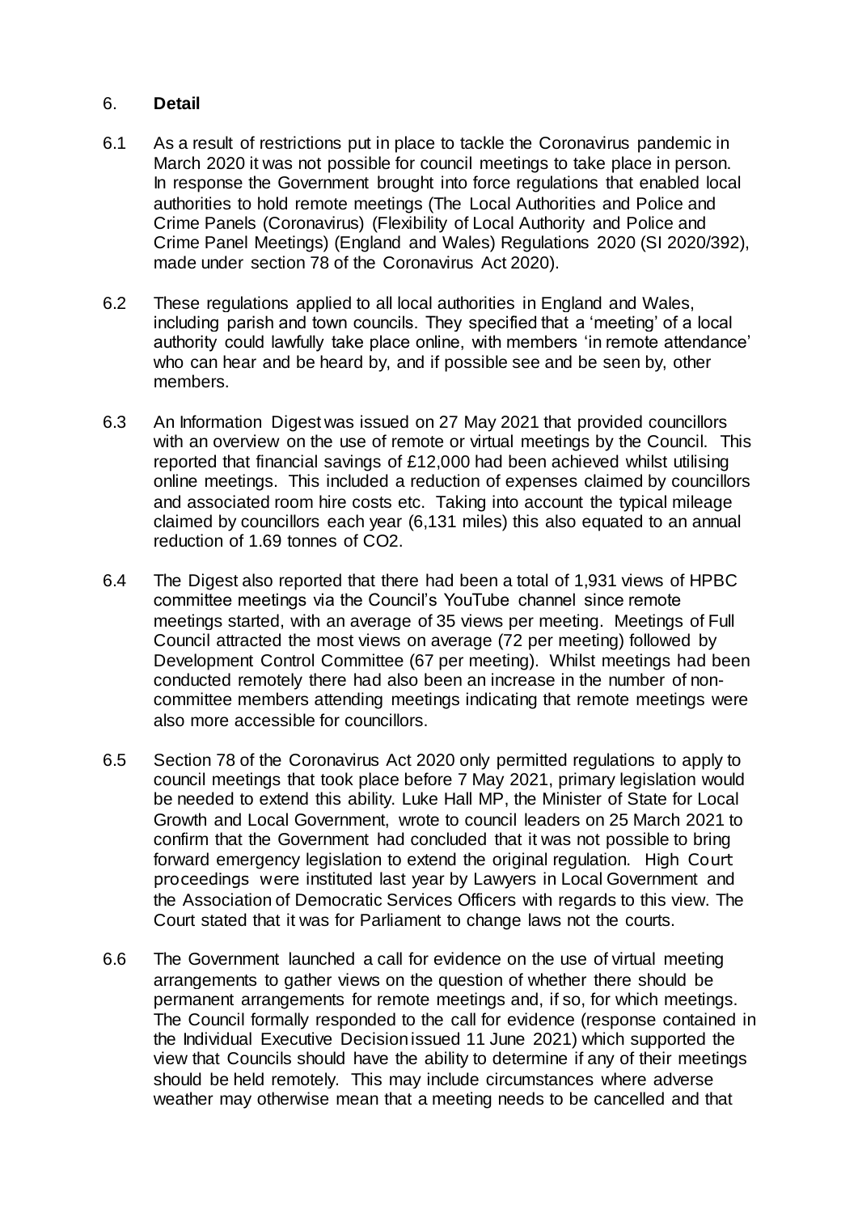## 6. **Detail**

6.1 As a result of restrictions put in place to tackle the Coronavirus pandemic in March 2020 it was not possible for council meetings to take place in person. In response the Government brought into force regulations that enabled local authorities to hold remote meetings (The Local Authorities and Police and Crime Panels (Coronavirus) (Flexibility of Local Authority and Police and Crime Panel Meetings) (England and Wales) Regulations 2020 (SI 2020/392), made under section 78 of the Coronavirus Act 2020).

6.2 These regulations applied to all local authorities in England and Wales, including parish and town councils. They specified that a 'meeting' of a local authority could lawfully take place online, with members 'in remote attendance' who can hear and be heard by, and if possible see and be seen by, other members.

6.3 An Information Digest was issued on 27 May 2021 that provided councillors with an overview on the use of remote or virtual meetings by the Council. This reported that financial savings of £12,000 had been achieved whilst utilising online meetings. This included a reduction of expenses claimed by councillors and associated room hire costs etc. Taking into account the typical mileage claimed by councillors each year (6,131 miles) this also equated to an annual reduction of 1.69 tonnes of $CO_2$.

6.4 The Digest also reported that there had been a total of 1,931 views of HPBC committee meetings via the Council's YouTube channel since remote meetings started, with an average of 35 views per meeting. Meetings of Full Council attracted the most views on average (72 per meeting) followed by Development Control Committee (67 per meeting). Whilst meetings had been conducted remotely there had also been an increase in the number of non-committee members attending meetings indicating that remote meetings were also more accessible for councillors.

6.5 Section 78 of the Coronavirus Act 2020 only permitted regulations to apply to council meetings that took place before 7 May 2021, primary legislation would be needed to extend this ability. Luke Hall MP, the Minister of State for Local Growth and Local Government, wrote to council leaders on 25 March 2021 to confirm that the Government had concluded that it was not possible to bring forward emergency legislation to extend the original regulation. High Court proceedings were instituted last year by Lawyers in Local Government and the Association of Democratic Services Officers with regards to this view. The Court stated that it was for Parliament to change laws not the courts.

6.6 The Government launched a call for evidence on the use of virtual meeting arrangements to gather views on the question of whether there should be permanent arrangements for remote meetings and, if so, for which meetings. The Council formally responded to the call for evidence (response contained in the Individual Executive Decision issued 11 June 2021) which supported the view that Councils should have the ability to determine if any of their meetings should be held remotely. This may include circumstances where adverse weather may otherwise mean that a meeting needs to be cancelled and that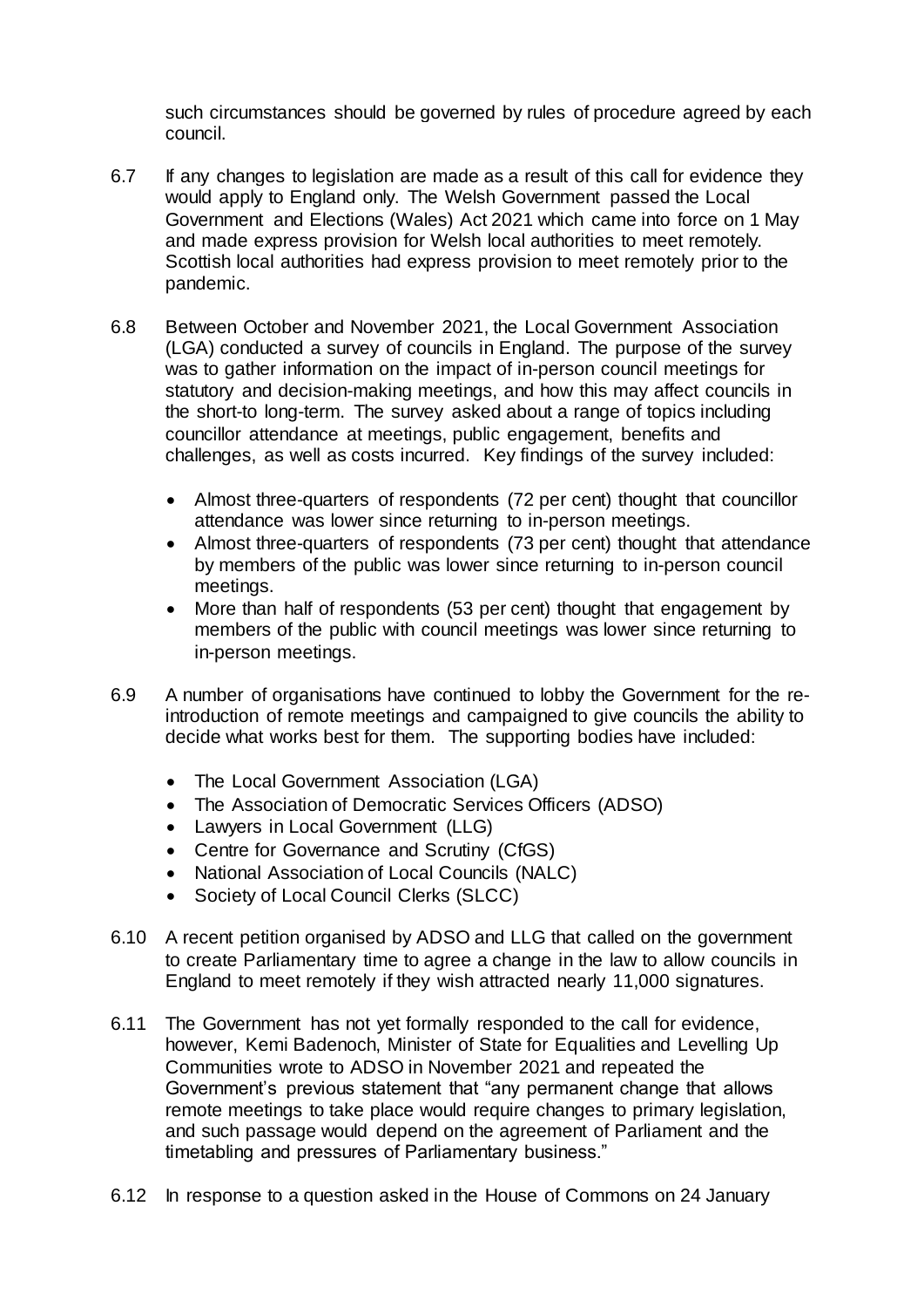such circumstances should be governed by rules of procedure agreed by each council.

6.7 If any changes to legislation are made as a result of this call for evidence they would apply to England only. The Welsh Government passed the Local Government and Elections (Wales) Act 2021 which came into force on 1 May and made express provision for Welsh local authorities to meet remotely. Scottish local authorities had express provision to meet remotely prior to the pandemic.

6.8 Between October and November 2021, the Local Government Association (LGA) conducted a survey of councils in England. The purpose of the survey was to gather information on the impact of in-person council meetings for statutory and decision-making meetings, and how this may affect councils in the short-to long-term. The survey asked about a range of topics including councillor attendance at meetings, public engagement, benefits and challenges, as well as costs incurred. Key findings of the survey included:

- Almost three-quarters of respondents (72 per cent) thought that councillor attendance was lower since returning to in-person meetings.
- Almost three-quarters of respondents (73 per cent) thought that attendance by members of the public was lower since returning to in-person council meetings.
- More than half of respondents (53 per cent) thought that engagement by members of the public with council meetings was lower since returning to in-person meetings.

6.9 A number of organisations have continued to lobby the Government for the re-introduction of remote meetings and campaigned to give councils the ability to decide what works best for them. The supporting bodies have included:

- The Local Government Association (LGA)
- The Association of Democratic Services Officers (ADSO)
- Lawyers in Local Government (LLG)
- Centre for Governance and Scrutiny (CfGS)
- National Association of Local Councils (NALC)
- Society of Local Council Clerks (SLCC)

6.10 A recent petition organised by ADSO and LLG that called on the government to create Parliamentary time to agree a change in the law to allow councils in England to meet remotely if they wish attracted nearly 11,000 signatures.

6.11 The Government has not yet formally responded to the call for evidence, however, Kemi Badenoch, Minister of State for Equalities and Levelling Up Communities wrote to ADSO in November 2021 and repeated the Government's previous statement that "any permanent change that allows remote meetings to take place would require changes to primary legislation, and such passage would depend on the agreement of Parliament and the timetabling and pressures of Parliamentary business."

6.12 In response to a question asked in the House of Commons on 24 January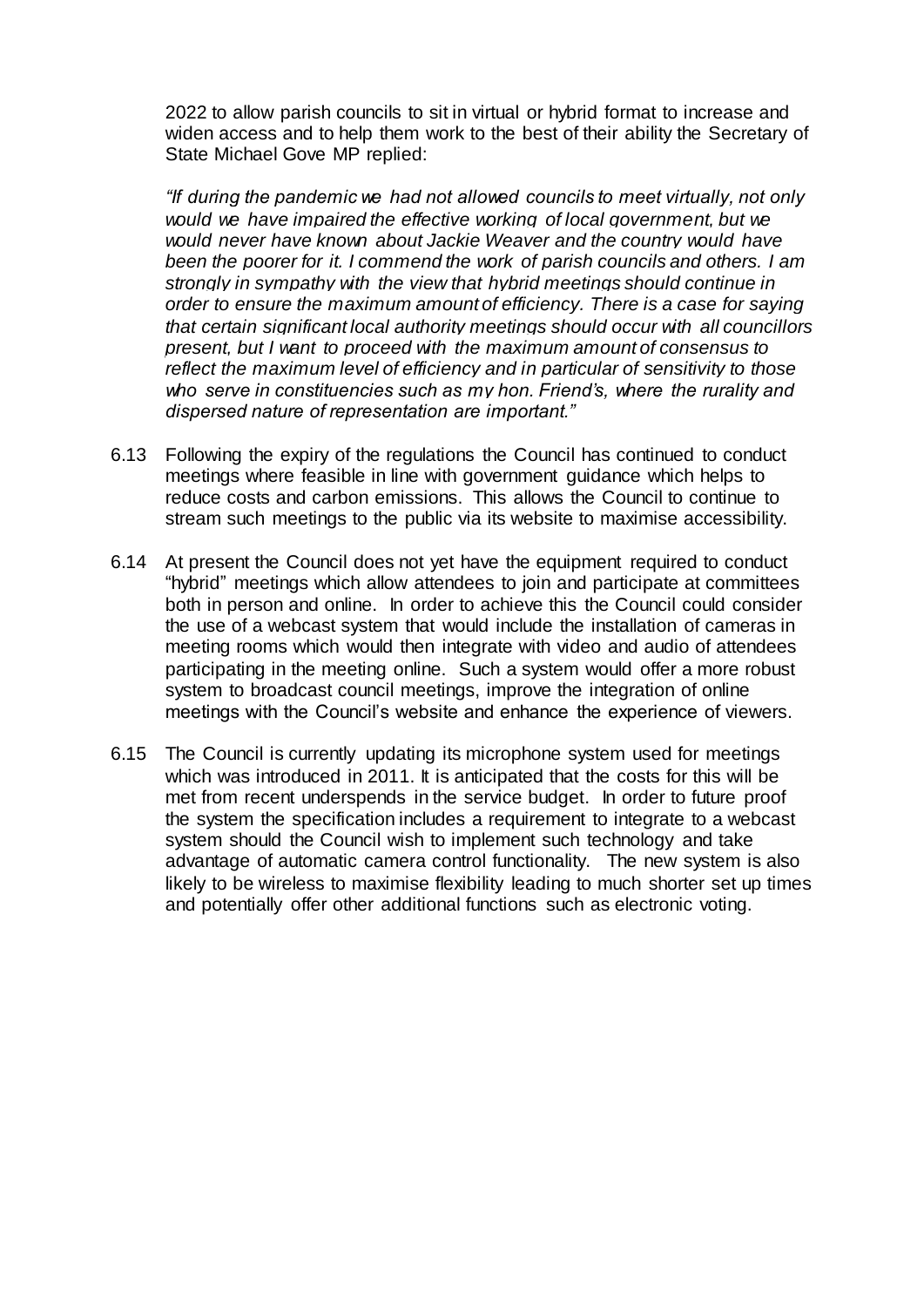2022 to allow parish councils to sit in virtual or hybrid format to increase and widen access and to help them work to the best of their ability the Secretary of State Michael Gove MP replied:

*"If during the pandemic we had not allowed councils to meet virtually, not only would we have impaired the effective working of local government, but we would never have known about Jackie Weaver and the country would have been the poorer for it. I commend the work of parish councils and others. I am strongly in sympathy with the view that hybrid meetings should continue in order to ensure the maximum amount of efficiency. There is a case for saying that certain significant local authority meetings should occur with all councillors present, but I want to proceed with the maximum amount of consensus to reflect the maximum level of efficiency and in particular of sensitivity to those who serve in constituencies such as my hon. Friend's, where the rurality and dispersed nature of representation are important."*

6.13 Following the expiry of the regulations the Council has continued to conduct meetings where feasible in line with government guidance which helps to reduce costs and carbon emissions. This allows the Council to continue to stream such meetings to the public via its website to maximise accessibility.

6.14 At present the Council does not yet have the equipment required to conduct "hybrid" meetings which allow attendees to join and participate at committees both in person and online. In order to achieve this the Council could consider the use of a webcast system that would include the installation of cameras in meeting rooms which would then integrate with video and audio of attendees participating in the meeting online. Such a system would offer a more robust system to broadcast council meetings, improve the integration of online meetings with the Council's website and enhance the experience of viewers.

6.15 The Council is currently updating its microphone system used for meetings which was introduced in 2011. It is anticipated that the costs for this will be met from recent underspends in the service budget. In order to future proof the system the specification includes a requirement to integrate to a webcast system should the Council wish to implement such technology and take advantage of automatic camera control functionality. The new system is also likely to be wireless to maximise flexibility leading to much shorter set up times and potentially offer other additional functions such as electronic voting.